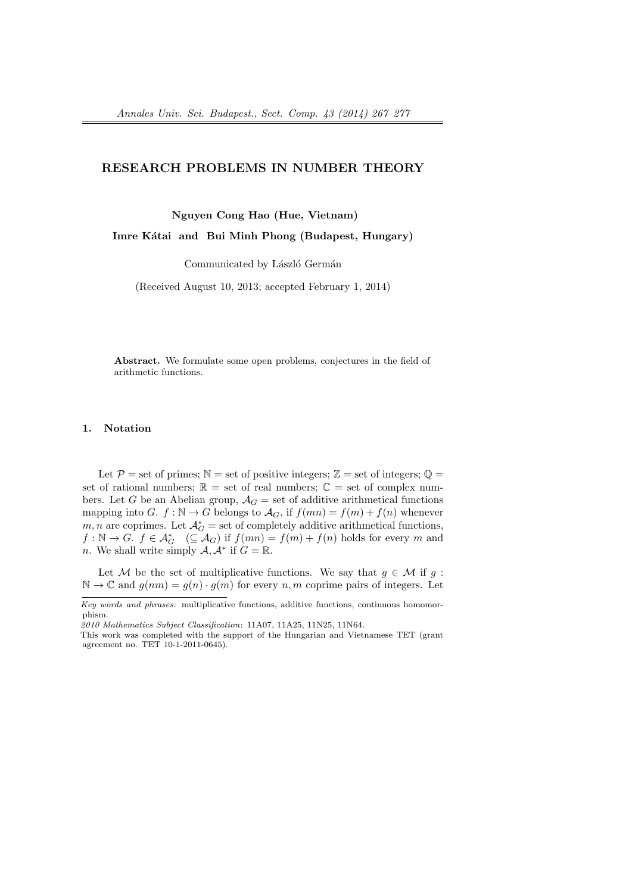# RESEARCH PROBLEMS IN NUMBER THEORY

**Nguyen Cong Hao (Hue, Vietnam)**

**Imre Kátai and Bui Minh Phong (Budapest, Hungary)**

Communicated by László Germán

(Received August 10, 2013; accepted February 1, 2014)

> **Abstract.** We formulate some open problems, conjectures in the field of arithmetic functions.

## 1. Notation

Let $\mathcal{P}$ = set of primes; $\mathbb{N}$ = set of positive integers; $\mathbb{Z}$ = set of integers; $\mathbb{Q}$ = set of rational numbers; $\mathbb{R}$ = set of real numbers; $\mathbb{C}$ = set of complex numbers. Let $G$ be an Abelian group, $\mathcal{A}_G$ = set of additive arithmetical functions mapping into $G$. $f : \mathbb{N} \to G$ belongs to $\mathcal{A}_G$, if $f(mn) = f(m) + f(n)$ whenever $m, n$ are coprimes. Let $\mathcal{A}_G^*$ = set of completely additive arithmetical functions, $f : \mathbb{N} \to G$. $f \in \mathcal{A}_G^* \quad (\subseteq \mathcal{A}_G)$ if $f(mn) = f(m) + f(n)$ holds for every $m$ and $n$. We shall write simply $\mathcal{A}, \mathcal{A}^*$ if $G = \mathbb{R}$.

Let $\mathcal{M}$ be the set of multiplicative functions. We say that $g \in \mathcal{M}$ if $g : \mathbb{N} \to \mathbb{C}$ and $g(nm) = g(n) \cdot g(m)$ for every $n, m$ coprime pairs of integers. Let

---

*Key words and phrases*: multiplicative functions, additive functions, continuous homomorphism.

*2010 Mathematics Subject Classification*: 11A07, 11A25, 11N25, 11N64.

This work was completed with the support of the Hungarian and Vietnamese TET (grant agreement no. TET 10-1-2011-0645).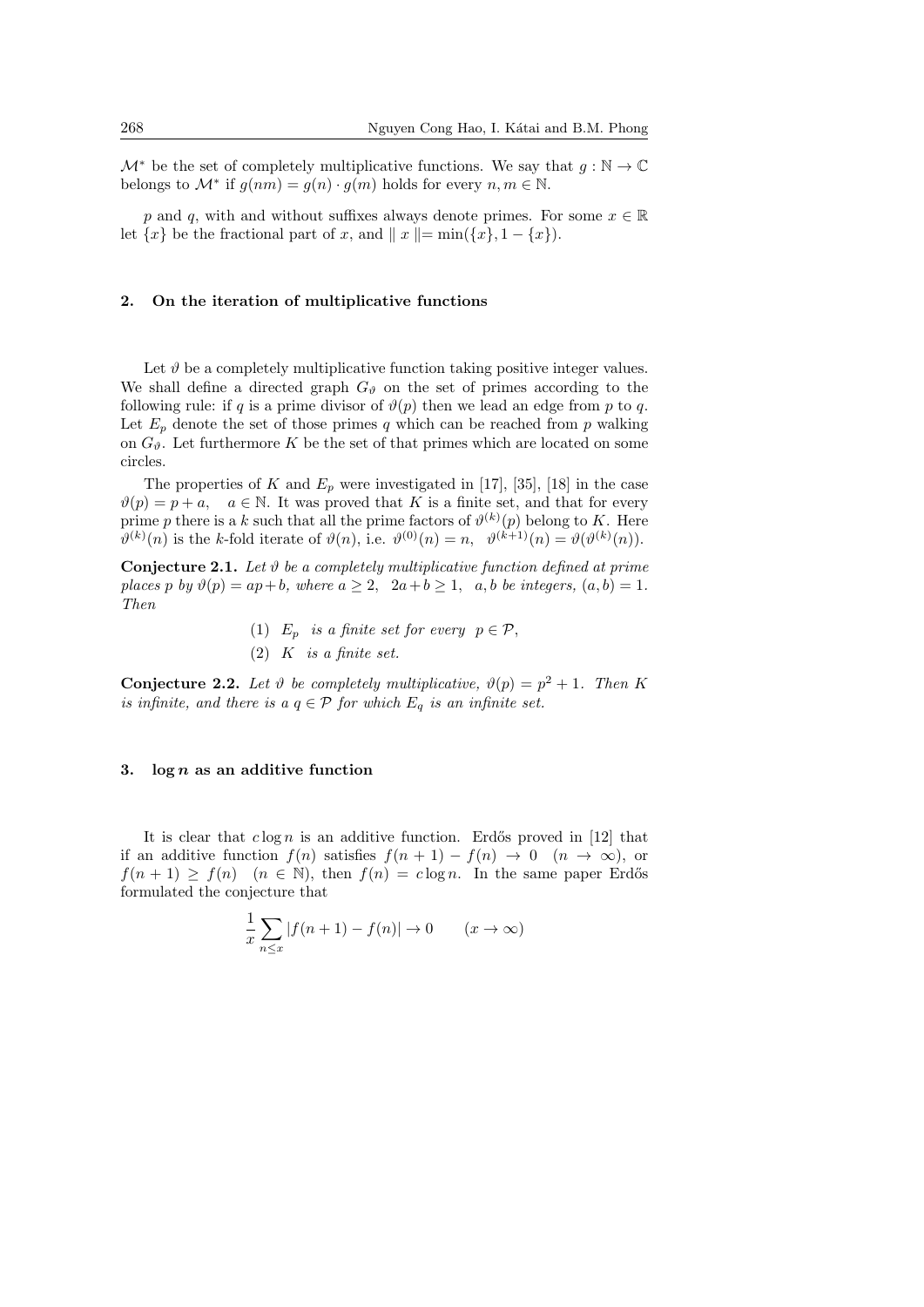$\mathcal{M}^*$ be the set of completely multiplicative functions. We say that $g : \mathbb{N} \to \mathbb{C}$ belongs to $\mathcal{M}^*$ if $g(nm) = g(n) \cdot g(m)$ holds for every $n, m \in \mathbb{N}$.

$p$ and $q$, with and without suffixes always denote primes. For some $x \in \mathbb{R}$ let $\{x\}$ be the fractional part of $x$, and $\| x \| = \min(\{x\}, 1 - \{x\})$.

## 2. On the iteration of multiplicative functions

Let $\vartheta$ be a completely multiplicative function taking positive integer values. We shall define a directed graph $G_\vartheta$ on the set of primes according to the following rule: if $q$ is a prime divisor of $\vartheta(p)$ then we lead an edge from $p$ to $q$. Let $E_p$ denote the set of those primes $q$ which can be reached from $p$ walking on $G_\vartheta$. Let furthermore $K$ be the set of that primes which are located on some circles.

The properties of $K$ and $E_p$ were investigated in [17], [35], [18] in the case $\vartheta(p) = p + a, \quad a \in \mathbb{N}$. It was proved that $K$ is a finite set, and that for every prime $p$ there is a $k$ such that all the prime factors of $\vartheta^{(k)}(p)$ belong to $K$. Here $\vartheta^{(k)}(n)$ is the $k$-fold iterate of $\vartheta(n)$, i.e. $\vartheta^{(0)}(n) = n, \quad \vartheta^{(k+1)}(n) = \vartheta(\vartheta^{(k)}(n))$.

**Conjecture 2.1.** *Let $\vartheta$ be a completely multiplicative function defined at prime places $p$ by $\vartheta(p) = ap + b$, where $a \geq 2, \quad 2a + b \geq 1, \quad a, b$ be integers, $(a, b) = 1$. Then*

$$(1) \quad E_p \quad \text{is a finite set for every} \quad p \in \mathcal{P},$$

$$(2) \quad K \quad \text{is a finite set.}$$

**Conjecture 2.2.** *Let $\vartheta$ be completely multiplicative, $\vartheta(p) = p^2 + 1$. Then $K$ is infinite, and there is a $q \in \mathcal{P}$ for which $E_q$ is an infinite set.*

## 3. $\log n$ as an additive function

It is clear that $c \log n$ is an additive function. Erdős proved in [12] that if an additive function $f(n)$ satisfies $f(n+1) - f(n) \to 0 \quad (n \to \infty)$, or $f(n+1) \geq f(n) \quad (n \in \mathbb{N})$, then $f(n) = c \log n$. In the same paper Erdős formulated the conjecture that

$$\frac{1}{x} \sum_{n \leq x} |f(n+1) - f(n)| \to 0 \qquad (x \to \infty)$$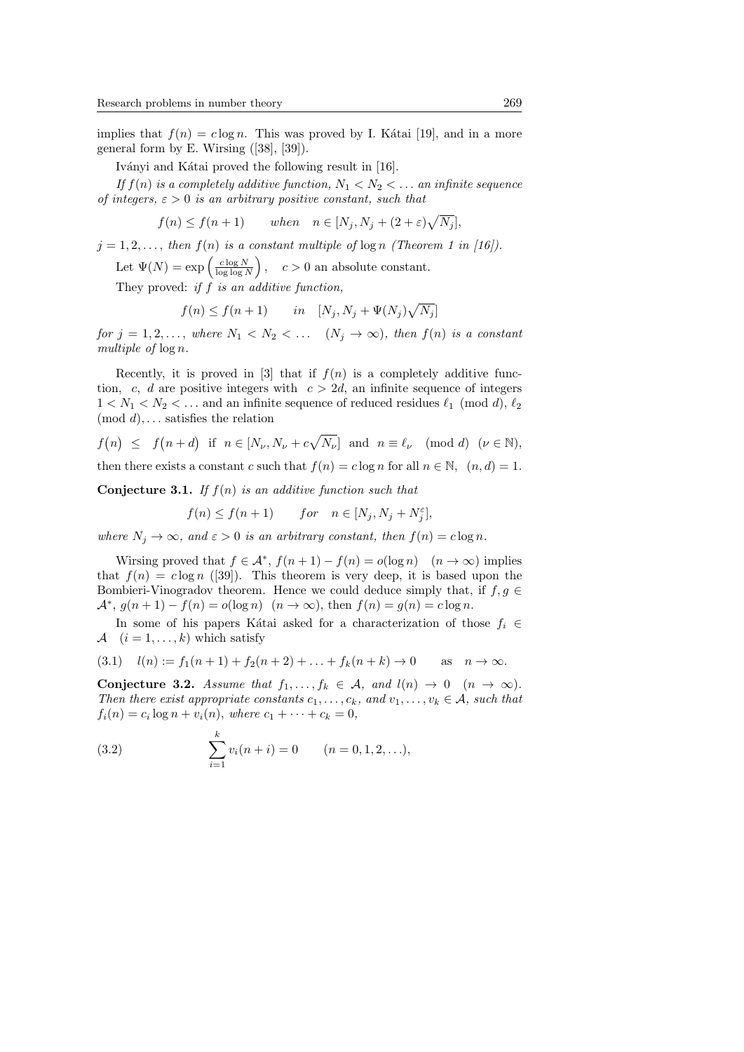implies that $f(n) = c\log n$. This was proved by I. Kátai [19], and in a more general form by E. Wirsing ([38], [39]).

Iványi and Kátai proved the following result in [16].

*If $f(n)$ is a completely additive function, $N_1 < N_2 < \dots$ an infinite sequence of integers, $\varepsilon > 0$ is an arbitrary positive constant, such that*

$$f(n) \le f(n+1) \qquad when \quad n \in [N_j, N_j + (2+\varepsilon)\sqrt{N_j}],$$

*$j = 1, 2, \dots,$ then $f(n)$ is a constant multiple of $\log n$ (Theorem 1 in [16]).*

Let $\Psi(N) = \exp\left(\frac{c\log N}{\log\log N}\right)$, $\quad c > 0$ an absolute constant.

They proved: *if $f$ is an additive function,*

$$f(n) \le f(n+1) \qquad in \quad [N_j, N_j + \Psi(N_j)\sqrt{N_j}]$$

*for $j = 1, 2, \dots,$ where $N_1 < N_2 < \dots \quad (N_j \to \infty)$, then $f(n)$ is a constant multiple of $\log n$.*

Recently, it is proved in [3] that if $f(n)$ is a completely additive function, $c$, $d$ are positive integers with $c > 2d$, an infinite sequence of integers $1 < N_1 < N_2 < \dots$ and an infinite sequence of reduced residues $\ell_1 \pmod d$, $\ell_2 \pmod d, \dots$ satisfies the relation

$$f\big(n\big) \;\le\; f\big(n+d\big) \;\text{ if }\; n \in [N_\nu, N_\nu + c\sqrt{N_\nu}] \;\text{ and }\; n \equiv \ell_\nu \pmod d \;\; (\nu \in \mathbb{N}),$$

then there exists a constant $c$ such that $f(n) = c\log n$ for all $n \in \mathbb{N}$, $(n, d) = 1$.

**Conjecture 3.1.** *If $f(n)$ is an additive function such that*

$$f(n) \le f(n+1) \qquad for \quad n \in [N_j, N_j + N_j^{\varepsilon}],$$

*where $N_j \to \infty$, and $\varepsilon > 0$ is an arbitrary constant, then $f(n) = c\log n$.*

Wirsing proved that $f \in \mathcal{A}^*$, $f(n+1) - f(n) = o(\log n) \quad (n \to \infty)$ implies that $f(n) = c\log n$ ([39]). This theorem is very deep, it is based upon the Bombieri-Vinogradov theorem. Hence we could deduce simply that, if $f, g \in \mathcal{A}^*$, $g(n+1) - f(n) = o(\log n) \;\; (n \to \infty)$, then $f(n) = g(n) = c\log n$.

In some of his papers Kátai asked for a characterization of those $f_i \in \mathcal{A} \quad (i = 1, \dots, k)$ which satisfy

$$\text{(3.1)} \qquad l(n) := f_1(n+1) + f_2(n+2) + \dots + f_k(n+k) \to 0 \qquad \text{as} \quad n \to \infty.$$

**Conjecture 3.2.** *Assume that $f_1, \dots, f_k \in \mathcal{A}$, and $l(n) \to 0 \quad (n \to \infty)$. Then there exist appropriate constants $c_1, \dots, c_k$, and $v_1, \dots, v_k \in \mathcal{A}$, such that $f_i(n) = c_i \log n + v_i(n)$, where $c_1 + \dots + c_k = 0$,*

$$\text{(3.2)} \qquad \sum_{i=1}^{k} v_i(n+i) = 0 \qquad (n = 0, 1, 2, \dots),$$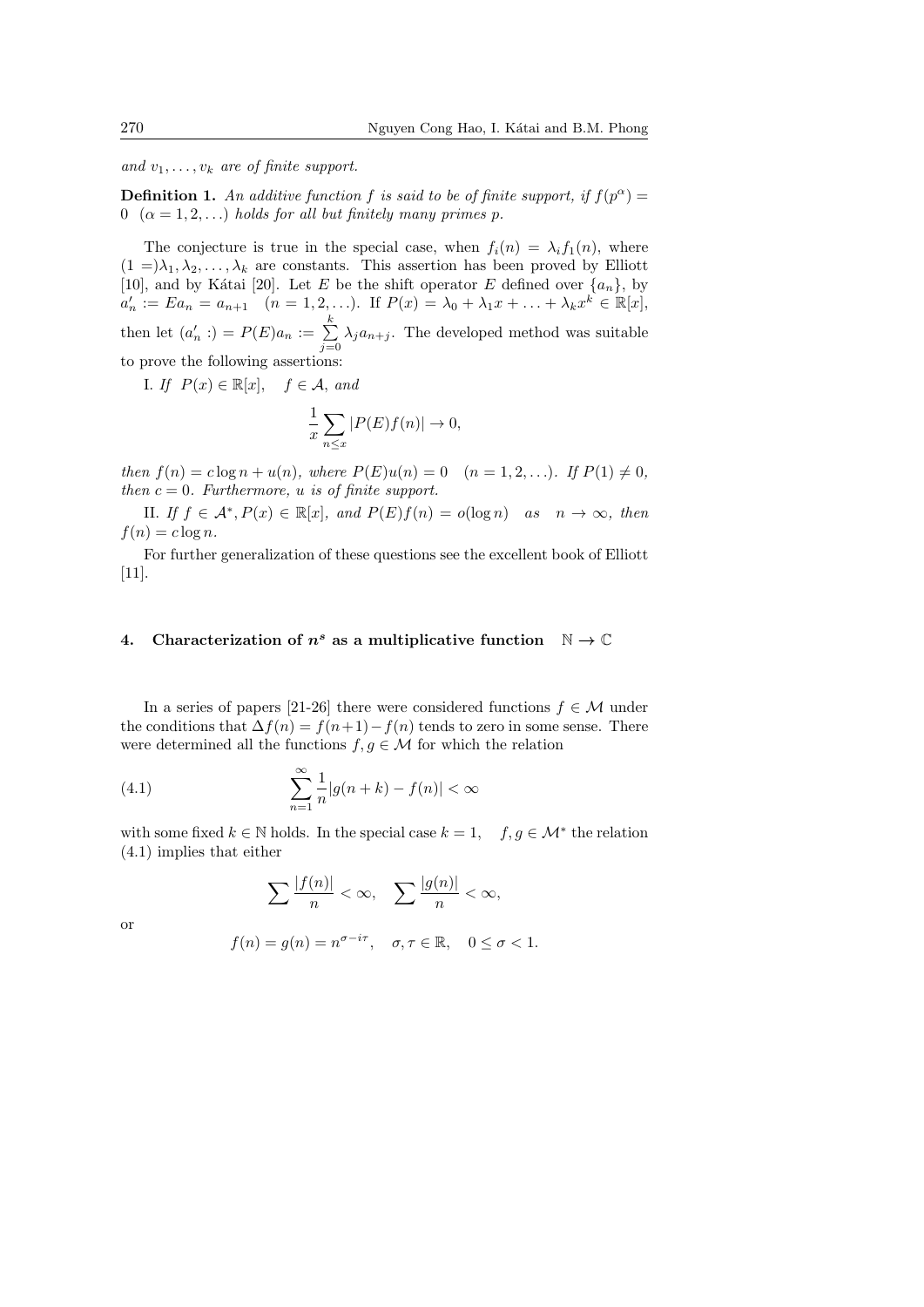*and $v_1, \ldots, v_k$ are of finite support.*

**Definition 1.** *An additive function $f$ is said to be of finite support, if $f(p^\alpha) = 0$ $(\alpha = 1, 2, \ldots)$ holds for all but finitely many primes $p$.*

The conjecture is true in the special case, when $f_i(n) = \lambda_i f_1(n)$, where $(1 =)\lambda_1, \lambda_2, \ldots, \lambda_k$ are constants. This assertion has been proved by Elliott [10], and by Kátai [20]. Let $E$ be the shift operator $E$ defined over $\{a_n\}$, by $a_n' := Ea_n = a_{n+1}$ $(n = 1, 2, \ldots)$. If $P(x) = \lambda_0 + \lambda_1 x + \ldots + \lambda_k x^k \in \mathbb{R}[x]$, then let $(a_n' :) = P(E)a_n := \sum_{j=0}^{k} \lambda_j a_{n+j}$. The developed method was suitable to prove the following assertions:

I. *If $P(x) \in \mathbb{R}[x]$, $f \in \mathcal{A}$, and*

$$\frac{1}{x} \sum_{n \le x} |P(E)f(n)| \to 0,$$

*then $f(n) = c \log n + u(n)$, where $P(E)u(n) = 0$ $(n = 1, 2, \ldots)$. If $P(1) \neq 0$, then $c = 0$. Furthermore, $u$ is of finite support.*

II. *If $f \in \mathcal{A}^*, P(x) \in \mathbb{R}[x]$, and $P(E)f(n) = o(\log n)$ as $n \to \infty$, then $f(n) = c \log n$.*

For further generalization of these questions see the excellent book of Elliott [11].

## 4. Characterization of $n^s$ as a multiplicative function $\mathbb{N} \to \mathbb{C}$

In a series of papers [21-26] there were considered functions $f \in \mathcal{M}$ under the conditions that $\Delta f(n) = f(n+1) - f(n)$ tends to zero in some sense. There were determined all the functions $f, g \in \mathcal{M}$ for which the relation

$$\sum_{n=1}^{\infty} \frac{1}{n} |g(n+k) - f(n)| < \infty \tag{4.1}$$

with some fixed $k \in \mathbb{N}$ holds. In the special case $k = 1$, $f, g \in \mathcal{M}^*$ the relation (4.1) implies that either

$$\sum \frac{|f(n)|}{n} < \infty, \quad \sum \frac{|g(n)|}{n} < \infty,$$

or

$$f(n) = g(n) = n^{\sigma - i\tau}, \quad \sigma, \tau \in \mathbb{R}, \quad 0 \le \sigma < 1.$$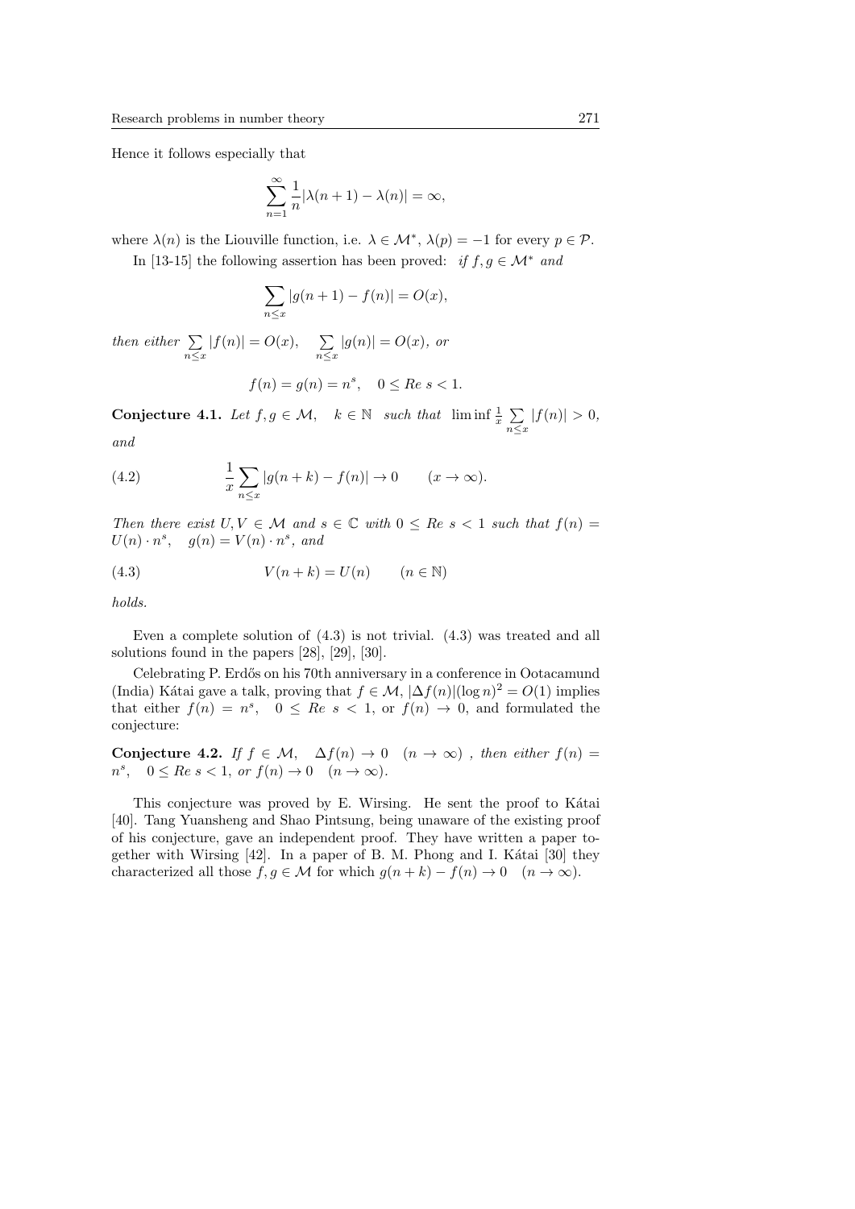Hence it follows especially that

$$\sum_{n=1}^{\infty} \frac{1}{n} |\lambda(n+1) - \lambda(n)| = \infty,$$

where $\lambda(n)$ is the Liouville function, i.e. $\lambda \in \mathcal{M}^*$, $\lambda(p) = -1$ for every $p \in \mathcal{P}$.

In [13-15] the following assertion has been proved: *if* $f, g \in \mathcal{M}^*$ *and*

$$\sum_{n \le x} |g(n+1) - f(n)| = O(x),$$

*then either* $\sum_{n \le x} |f(n)| = O(x)$, $\sum_{n \le x} |g(n)| = O(x)$, *or*

$$f(n) = g(n) = n^s, \quad 0 \le Re\ s < 1.$$

**Conjecture 4.1.** *Let* $f, g \in \mathcal{M}$, $k \in \mathbb{N}$ *such that* $\liminf \frac{1}{x} \sum_{n \le x} |f(n)| > 0$, *and*

$$\frac{1}{x} \sum_{n \le x} |g(n+k) - f(n)| \to 0 \qquad (x \to \infty). \tag{4.2}$$

*Then there exist* $U, V \in \mathcal{M}$ *and* $s \in \mathbb{C}$ *with* $0 \le Re\ s < 1$ *such that* $f(n) = U(n) \cdot n^s$, $g(n) = V(n) \cdot n^s$, *and*

$$V(n+k) = U(n) \qquad (n \in \mathbb{N}) \tag{4.3}$$

*holds.*

Even a complete solution of (4.3) is not trivial. (4.3) was treated and all solutions found in the papers [28], [29], [30].

Celebrating P. Erdős on his 70th anniversary in a conference in Ootacamund (India) Kátai gave a talk, proving that $f \in \mathcal{M}$, $|\Delta f(n)|(\log n)^2 = O(1)$ implies that either $f(n) = n^s$, $0 \le Re\ s < 1$, or $f(n) \to 0$, and formulated the conjecture:

**Conjecture 4.2.** *If* $f \in \mathcal{M}$, $\Delta f(n) \to 0$ $(n \to \infty)$ , *then either* $f(n) = n^s$, $0 \le Re\ s < 1$, *or* $f(n) \to 0$ $(n \to \infty)$.

This conjecture was proved by E. Wirsing. He sent the proof to Kátai [40]. Tang Yuansheng and Shao Pintsung, being unaware of the existing proof of his conjecture, gave an independent proof. They have written a paper together with Wirsing [42]. In a paper of B. M. Phong and I. Kátai [30] they characterized all those $f, g \in \mathcal{M}$ for which $g(n+k) - f(n) \to 0$ $(n \to \infty)$.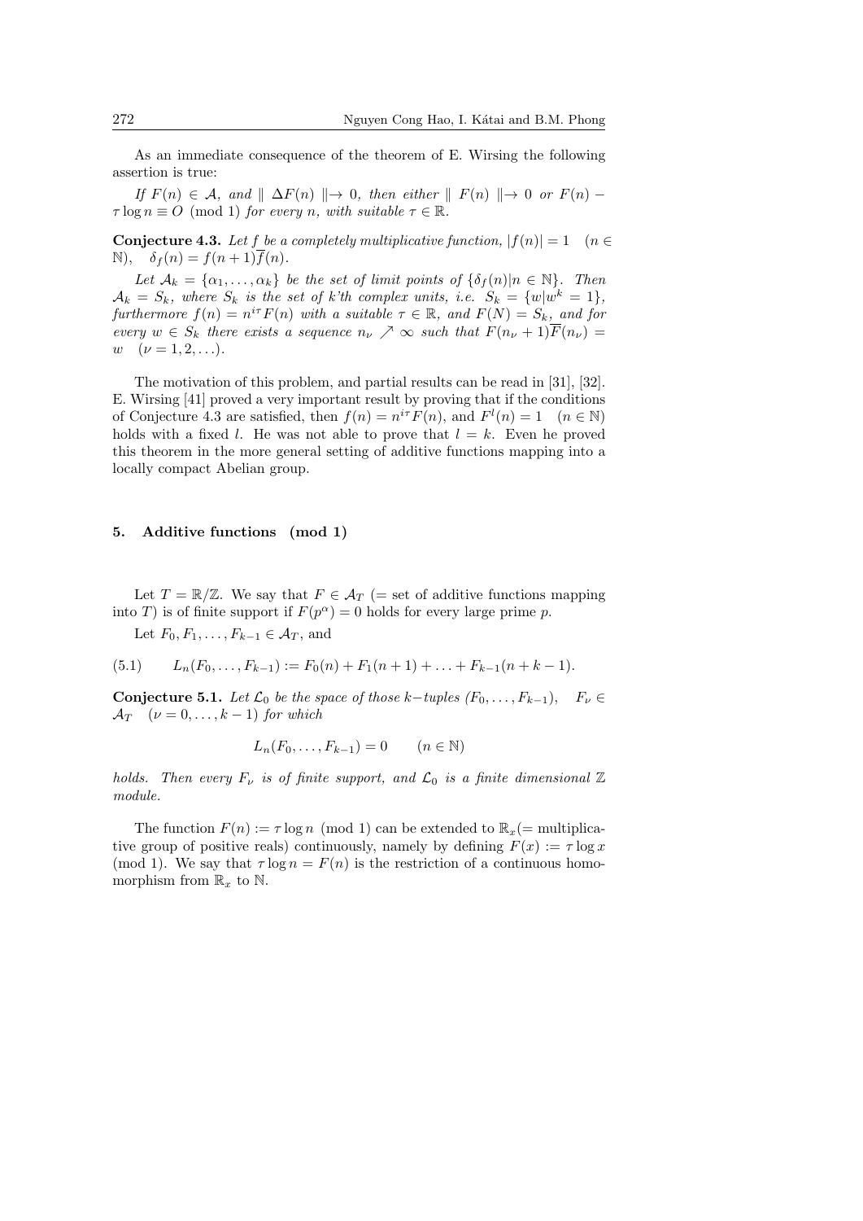As an immediate consequence of the theorem of E. Wirsing the following assertion is true:

*If $F(n) \in \mathcal{A}$, and $\| \Delta F(n) \| \to 0$, then either $\| F(n) \| \to 0$ or $F(n) - \tau \log n \equiv O \pmod 1$ for every $n$, with suitable $\tau \in \mathbb{R}$.*

**Conjecture 4.3.** *Let $f$ be a completely multiplicative function, $|f(n)| = 1 \quad (n \in \mathbb{N})$, $\quad \delta_f(n) = f(n+1)\overline{f}(n)$.*

*Let $\mathcal{A}_k = \{\alpha_1, \dots, \alpha_k\}$ be the set of limit points of $\{\delta_f(n) | n \in \mathbb{N}\}$. Then $\mathcal{A}_k = S_k$, where $S_k$ is the set of $k$'th complex units, i.e. $S_k = \{w | w^k = 1\}$, furthermore $f(n) = n^{i\tau} F(n)$ with a suitable $\tau \in \mathbb{R}$, and $F(N) = S_k$, and for every $w \in S_k$ there exists a sequence $n_\nu \nearrow \infty$ such that $F(n_\nu + 1)\overline{F}(n_\nu) = w \quad (\nu = 1, 2, \dots)$.*

The motivation of this problem, and partial results can be read in [31], [32]. E. Wirsing [41] proved a very important result by proving that if the conditions of Conjecture 4.3 are satisfied, then $f(n) = n^{i\tau} F(n)$, and $F^l(n) = 1 \quad (n \in \mathbb{N})$ holds with a fixed $l$. He was not able to prove that $l = k$. Even he proved this theorem in the more general setting of additive functions mapping into a locally compact Abelian group.

## 5. Additive functions (mod 1)

Let $T = \mathbb{R}/\mathbb{Z}$. We say that $F \in \mathcal{A}_T$ (= set of additive functions mapping into $T$) is of finite support if $F(p^\alpha) = 0$ holds for every large prime $p$.

Let $F_0, F_1, \dots, F_{k-1} \in \mathcal{A}_T$, and

$$L_n(F_0, \dots, F_{k-1}) := F_0(n) + F_1(n+1) + \dots + F_{k-1}(n+k-1). \tag{5.1}$$

**Conjecture 5.1.** *Let $\mathcal{L}_0$ be the space of those $k-$tuples $(F_0, \dots, F_{k-1})$, $\quad F_\nu \in \mathcal{A}_T \quad (\nu = 0, \dots, k-1)$ for which*

$$L_n(F_0, \dots, F_{k-1}) = 0 \qquad (n \in \mathbb{N})$$

*holds. Then every $F_\nu$ is of finite support, and $\mathcal{L}_0$ is a finite dimensional $\mathbb{Z}$ module.*

The function $F(n) := \tau \log n \pmod 1$ can be extended to $\mathbb{R}_x$(= multiplicative group of positive reals) continuously, namely by defining $F(x) := \tau \log x \pmod 1$. We say that $\tau \log n = F(n)$ is the restriction of a continuous homomorphism from $\mathbb{R}_x$ to $\mathbb{N}$.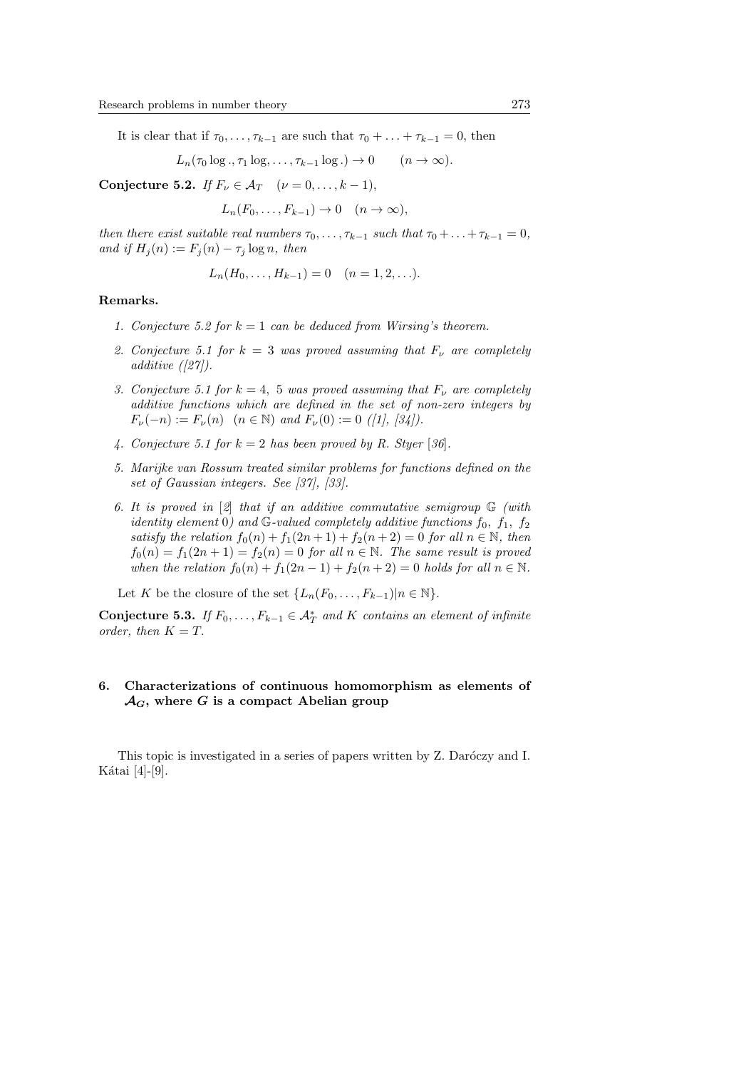It is clear that if $\tau_0, \ldots, \tau_{k-1}$ are such that $\tau_0 + \ldots + \tau_{k-1} = 0$, then

$$L_n(\tau_0 \log ., \tau_1 \log, \ldots, \tau_{k-1} \log .) \to 0 \qquad (n \to \infty).$$

**Conjecture 5.2.** *If $F_\nu \in \mathcal{A}_T \quad (\nu = 0, \ldots, k-1)$,*

$$L_n(F_0, \ldots, F_{k-1}) \to 0 \quad (n \to \infty),$$

*then there exist suitable real numbers $\tau_0, \ldots, \tau_{k-1}$ such that $\tau_0 + \ldots + \tau_{k-1} = 0$, and if $H_j(n) := F_j(n) - \tau_j \log n$, then*

$$L_n(H_0, \ldots, H_{k-1}) = 0 \quad (n = 1, 2, \ldots).$$

**Remarks.**

1. *Conjecture 5.2 for $k = 1$ can be deduced from Wirsing's theorem.*
2. *Conjecture 5.1 for $k = 3$ was proved assuming that $F_\nu$ are completely additive ([27]).*
3. *Conjecture 5.1 for $k = 4,\ 5$ was proved assuming that $F_\nu$ are completely additive functions which are defined in the set of non-zero integers by $F_\nu(-n) := F_\nu(n) \quad (n \in \mathbb{N})$ and $F_\nu(0) := 0$ ([1], [34]).*
4. *Conjecture 5.1 for $k = 2$ has been proved by R. Styer [36].*
5. *Marijke van Rossum treated similar problems for functions defined on the set of Gaussian integers. See [37], [33].*
6. *It is proved in [2] that if an additive commutative semigroup $\mathbb{G}$ (with identity element $0$) and $\mathbb{G}$-valued completely additive functions $f_0,\ f_1,\ f_2$ satisfy the relation $f_0(n) + f_1(2n+1) + f_2(n+2) = 0$ for all $n \in \mathbb{N}$, then $f_0(n) = f_1(2n+1) = f_2(n) = 0$ for all $n \in \mathbb{N}$. The same result is proved when the relation $f_0(n) + f_1(2n-1) + f_2(n+2) = 0$ holds for all $n \in \mathbb{N}$.*

Let $K$ be the closure of the set $\{L_n(F_0, \ldots, F_{k-1}) | n \in \mathbb{N}\}$.

**Conjecture 5.3.** *If $F_0, \ldots, F_{k-1} \in \mathcal{A}_T^*$ and $K$ contains an element of infinite order, then $K = T$.*

## 6. Characterizations of continuous homomorphism as elements of $\mathcal{A}_G$, where $G$ is a compact Abelian group

This topic is investigated in a series of papers written by Z. Daróczy and I. Kátai [4]-[9].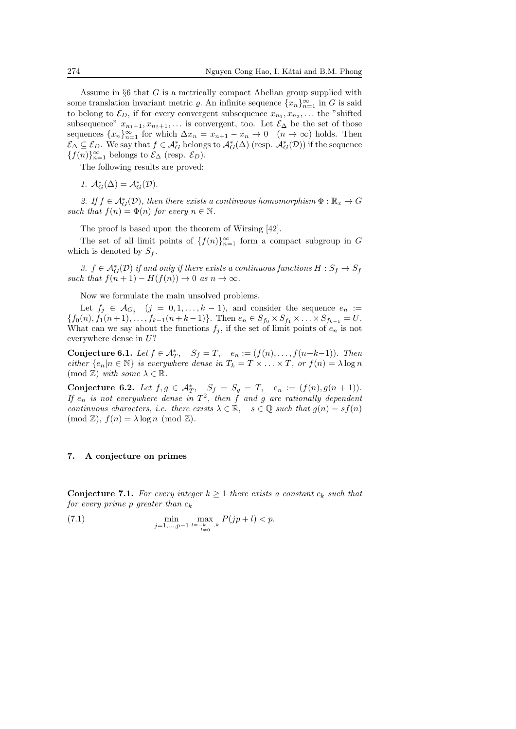Assume in §6 that $G$ is a metrically compact Abelian group supplied with some translation invariant metric $\varrho$. An infinite sequence $\{x_n\}_{n=1}^{\infty}$ in $G$ is said to belong to $\mathcal{E}_D$, if for every convergent subsequence $x_{n_1}, x_{n_2}, \dots$ the "shifted subsequence" $x_{n_1+1}, x_{n_2+1}, \dots$ is convergent, too. Let $\mathcal{E}_\Delta$ be the set of those sequences $\{x_n\}_{n=1}^{\infty}$ for which $\Delta x_n = x_{n+1} - x_n \to 0 \quad (n \to \infty)$ holds. Then $\mathcal{E}_\Delta \subseteq \mathcal{E}_D$. We say that $f \in \mathcal{A}_G^*$ belongs to $\mathcal{A}_G^*(\Delta)$ (resp. $\mathcal{A}_G^*(\mathcal{D})$) if the sequence $\{f(n)\}_{n=1}^{\infty}$ belongs to $\mathcal{E}_\Delta$ (resp. $\mathcal{E}_D$).

The following results are proved:

*1.* $\mathcal{A}_G^*(\Delta) = \mathcal{A}_G^*(\mathcal{D})$.

*2. If $f \in \mathcal{A}_G^*(\mathcal{D})$, then there exists a continuous homomorphism $\Phi : \mathbb{R}_x \to G$ such that $f(n) = \Phi(n)$ for every $n \in \mathbb{N}$.*

The proof is based upon the theorem of Wirsing [42].

The set of all limit points of $\{f(n)\}_{n=1}^{\infty}$ form a compact subgroup in $G$ which is denoted by $S_f$.

*3. $f \in \mathcal{A}_G^*(\mathcal{D})$ if and only if there exists a continuous functions $H : S_f \to S_f$ such that $f(n+1) - H(f(n)) \to 0$ as $n \to \infty$.*

Now we formulate the main unsolved problems.

Let $f_j \in \mathcal{A}_{G_j} \quad (j = 0, 1, \dots, k-1)$, and consider the sequence $e_n := \{f_0(n), f_1(n+1), \dots, f_{k-1}(n+k-1)\}$. Then $e_n \in S_{f_0} \times S_{f_1} \times \dots \times S_{f_{k-1}} = U$. What can we say about the functions $f_j$, if the set of limit points of $e_n$ is not everywhere dense in $U$?

**Conjecture 6.1.** *Let $f \in \mathcal{A}_T^*, \quad S_f = T, \quad e_n := (f(n), \dots, f(n+k-1))$. Then either $\{e_n | n \in \mathbb{N}\}$ is everywhere dense in $T_k = T \times \dots \times T$, or $f(n) = \lambda \log n$ $(\mathrm{mod}\ \mathbb{Z})$ with some $\lambda \in \mathbb{R}$.*

**Conjecture 6.2.** *Let $f, g \in \mathcal{A}_T^*, \quad S_f = S_g = T, \quad e_n := (f(n), g(n+1))$. If $e_n$ is not everywhere dense in $T^2$, then $f$ and $g$ are rationally dependent continuous characters, i.e. there exists $\lambda \in \mathbb{R}, \quad s \in \mathbb{Q}$ such that $g(n) = sf(n)$ $(\mathrm{mod}\ \mathbb{Z})$, $f(n) = \lambda \log n$ $(\mathrm{mod}\ \mathbb{Z})$.*

## 7. A conjecture on primes

**Conjecture 7.1.** *For every integer $k \geq 1$ there exists a constant $c_k$ such that for every prime $p$ greater than $c_k$*

$$\min_{j=1,\dots,p-1} \max_{\substack{l=-k,\dots,k \\ l \neq 0}} P(jp+l) < p. \tag{7.1}$$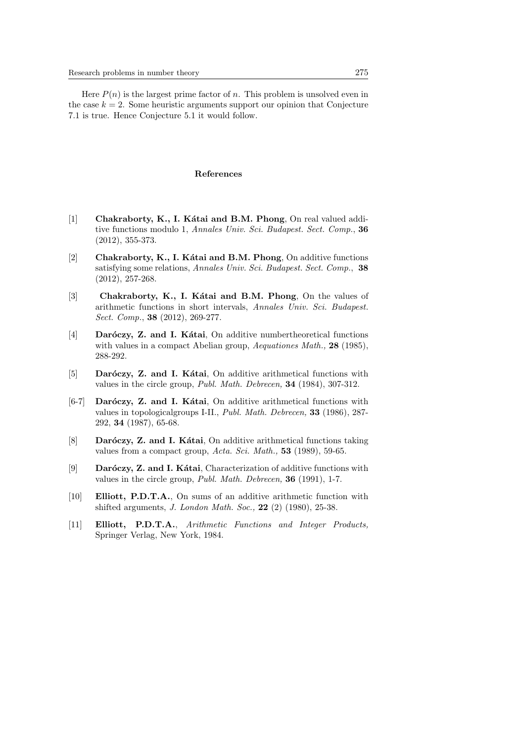Here $P(n)$ is the largest prime factor of $n$. This problem is unsolved even in the case $k = 2$. Some heuristic arguments support our opinion that Conjecture 7.1 is true. Hence Conjecture 5.1 it would follow.

## References

[1] **Chakraborty, K., I. Kátai and B.M. Phong**, On real valued additive functions modulo 1, *Annales Univ. Sci. Budapest. Sect. Comp.*, **36** (2012), 355-373.

[2] **Chakraborty, K., I. Kátai and B.M. Phong**, On additive functions satisfying some relations, *Annales Univ. Sci. Budapest. Sect. Comp.*, **38** (2012), 257-268.

[3] **Chakraborty, K., I. Kátai and B.M. Phong**, On the values of arithmetic functions in short intervals, *Annales Univ. Sci. Budapest. Sect. Comp.*, **38** (2012), 269-277.

[4] **Daróczy, Z. and I. Kátai**, On additive numbertheoretical functions with values in a compact Abelian group, *Aequationes Math.,* **28** (1985), 288-292.

[5] **Daróczy, Z. and I. Kátai**, On additive arithmetical functions with values in the circle group, *Publ. Math. Debrecen,* **34** (1984), 307-312.

[6-7] **Daróczy, Z. and I. Kátai**, On additive arithmetical functions with values in topologicalgroups I-II., *Publ. Math. Debrecen,* **33** (1986), 287-292, **34** (1987), 65-68.

[8] **Daróczy, Z. and I. Kátai**, On additive arithmetical functions taking values from a compact group, *Acta. Sci. Math.,* **53** (1989), 59-65.

[9] **Daróczy, Z. and I. Kátai**, Characterization of additive functions with values in the circle group, *Publ. Math. Debrecen,* **36** (1991), 1-7.

[10] **Elliott, P.D.T.A.**, On sums of an additive arithmetic function with shifted arguments, *J. London Math. Soc.,* **22** (2) (1980), 25-38.

[11] **Elliott, P.D.T.A.**, *Arithmetic Functions and Integer Products,* Springer Verlag, New York, 1984.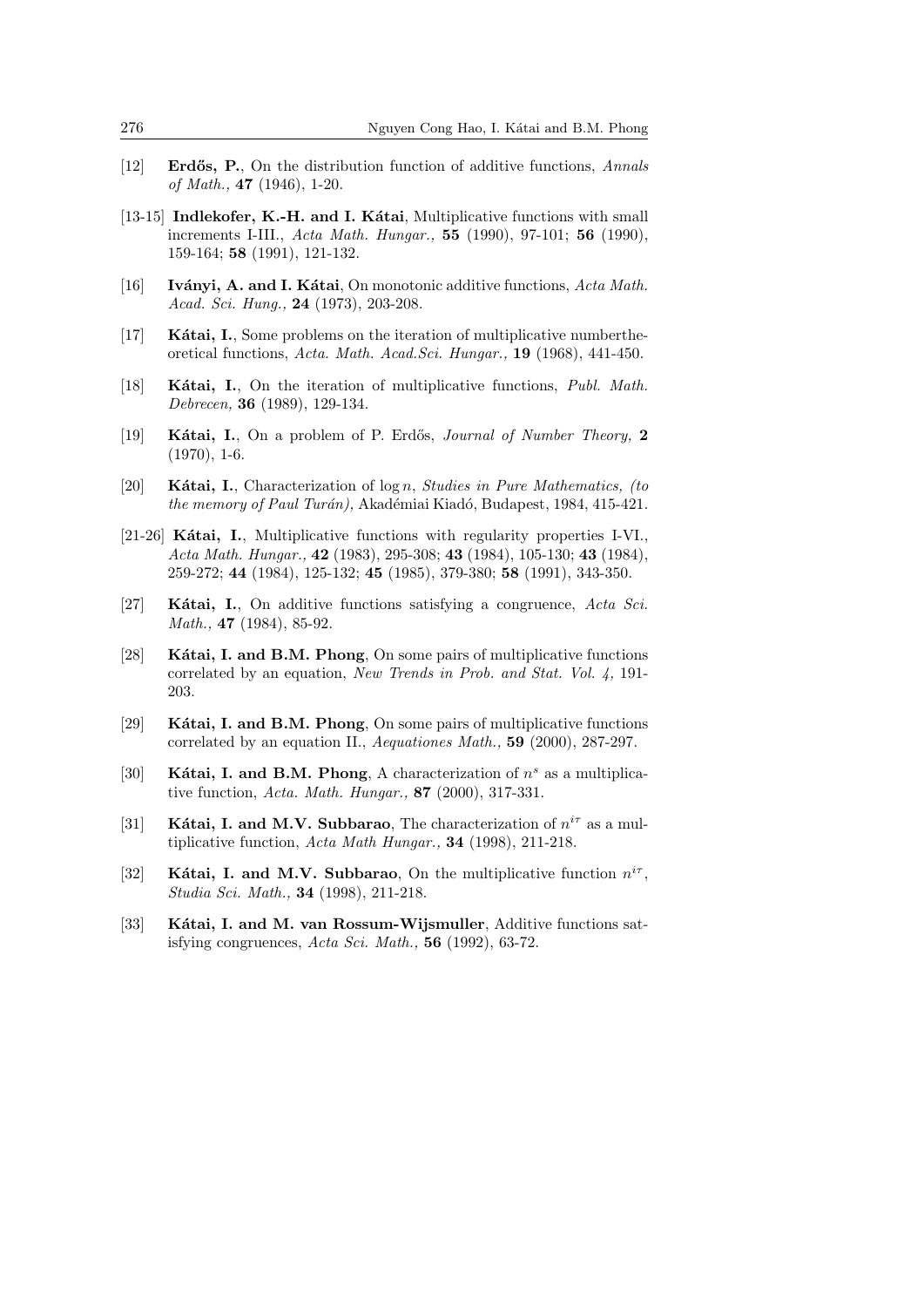[12] **Erdős, P.**, On the distribution function of additive functions, *Annals of Math.,* **47** (1946), 1-20.

[13-15] **Indlekofer, K.-H. and I. Kátai**, Multiplicative functions with small increments I-III., *Acta Math. Hungar.,* **55** (1990), 97-101; **56** (1990), 159-164; **58** (1991), 121-132.

[16] **Iványi, A. and I. Kátai**, On monotonic additive functions, *Acta Math. Acad. Sci. Hung.,* **24** (1973), 203-208.

[17] **Kátai, I.**, Some problems on the iteration of multiplicative numbertheoretical functions, *Acta. Math. Acad.Sci. Hungar.,* **19** (1968), 441-450.

[18] **Kátai, I.**, On the iteration of multiplicative functions, *Publ. Math. Debrecen,* **36** (1989), 129-134.

[19] **Kátai, I.**, On a problem of P. Erdős, *Journal of Number Theory,* **2** (1970), 1-6.

[20] **Kátai, I.**, Characterization of $\log n$, *Studies in Pure Mathematics, (to the memory of Paul Turán)*, Akadémiai Kiadó, Budapest, 1984, 415-421.

[21-26] **Kátai, I.**, Multiplicative functions with regularity properties I-VI., *Acta Math. Hungar.,* **42** (1983), 295-308; **43** (1984), 105-130; **43** (1984), 259-272; **44** (1984), 125-132; **45** (1985), 379-380; **58** (1991), 343-350.

[27] **Kátai, I.**, On additive functions satisfying a congruence, *Acta Sci. Math.,* **47** (1984), 85-92.

[28] **Kátai, I. and B.M. Phong**, On some pairs of multiplicative functions correlated by an equation, *New Trends in Prob. and Stat. Vol. 4,* 191-203.

[29] **Kátai, I. and B.M. Phong**, On some pairs of multiplicative functions correlated by an equation II., *Aequationes Math.,* **59** (2000), 287-297.

[30] **Kátai, I. and B.M. Phong**, A characterization of $n^s$ as a multiplicative function, *Acta. Math. Hungar.,* **87** (2000), 317-331.

[31] **Kátai, I. and M.V. Subbarao**, The characterization of $n^{i\tau}$ as a multiplicative function, *Acta Math Hungar.,* **34** (1998), 211-218.

[32] **Kátai, I. and M.V. Subbarao**, On the multiplicative function $n^{i\tau}$, *Studia Sci. Math.,* **34** (1998), 211-218.

[33] **Kátai, I. and M. van Rossum-Wijsmuller**, Additive functions satisfying congruences, *Acta Sci. Math.,* **56** (1992), 63-72.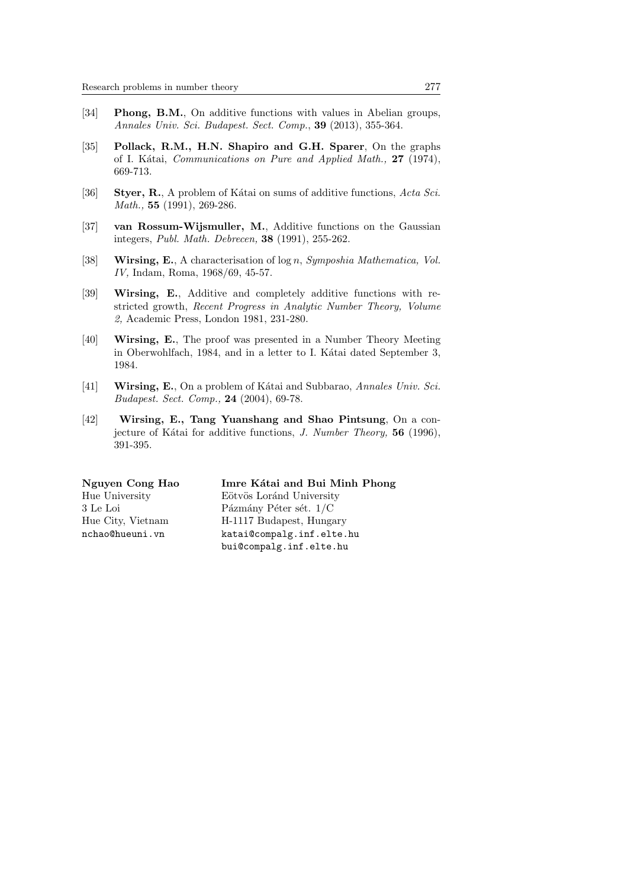[34] **Phong, B.M.**, On additive functions with values in Abelian groups, *Annales Univ. Sci. Budapest. Sect. Comp.*, **39** (2013), 355-364.

[35] **Pollack, R.M., H.N. Shapiro and G.H. Sparer**, On the graphs of I. Kátai, *Communications on Pure and Applied Math.,* **27** (1974), 669-713.

[36] **Styer, R.**, A problem of Kátai on sums of additive functions, *Acta Sci. Math.,* **55** (1991), 269-286.

[37] **van Rossum-Wijsmuller, M.**, Additive functions on the Gaussian integers, *Publ. Math. Debrecen,* **38** (1991), 255-262.

[38] **Wirsing, E.**, A characterisation of $\log n$, *Symposhia Mathematica, Vol. IV,* Indam, Roma, 1968/69, 45-57.

[39] **Wirsing, E.**, Additive and completely additive functions with restricted growth, *Recent Progress in Analytic Number Theory, Volume 2,* Academic Press, London 1981, 231-280.

[40] **Wirsing, E.**, The proof was presented in a Number Theory Meeting in Oberwohlfach, 1984, and in a letter to I. Kátai dated September 3, 1984.

[41] **Wirsing, E.**, On a problem of Kátai and Subbarao, *Annales Univ. Sci. Budapest. Sect. Comp.,* **24** (2004), 69-78.

[42] **Wirsing, E., Tang Yuanshang and Shao Pintsung**, On a conjecture of Kátai for additive functions, *J. Number Theory,* **56** (1996), 391-395.

**Nguyen Cong Hao**
Hue University
3 Le Loi
Hue City, Vietnam
nchao@hueuni.vn

**Imre Kátai and Bui Minh Phong**
Eötvös Loránd University
Pázmány Péter sét. 1/C
H-1117 Budapest, Hungary
katai@compalg.inf.elte.hu
bui@compalg.inf.elte.hu